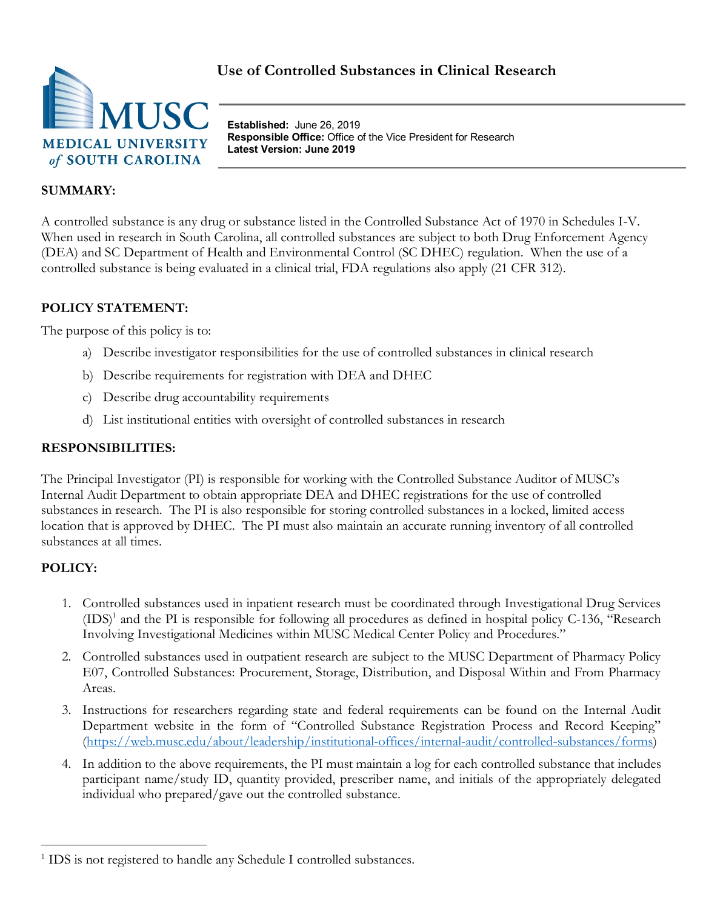# Use of Controlled Substances in Clinical Research

MUSC
MEDICAL UNIVERSITY of SOUTH CAROLINA

**Established:** June 26, 2019
**Responsible Office:** Office of the Vice President for Research
**Latest Version: June 2019**

## SUMMARY:

A controlled substance is any drug or substance listed in the Controlled Substance Act of 1970 in Schedules I-V. When used in research in South Carolina, all controlled substances are subject to both Drug Enforcement Agency (DEA) and SC Department of Health and Environmental Control (SC DHEC) regulation. When the use of a controlled substance is being evaluated in a clinical trial, FDA regulations also apply (21 CFR 312).

## POLICY STATEMENT:

The purpose of this policy is to:

a) Describe investigator responsibilities for the use of controlled substances in clinical research

b) Describe requirements for registration with DEA and DHEC

c) Describe drug accountability requirements

d) List institutional entities with oversight of controlled substances in research

## RESPONSIBILITIES:

The Principal Investigator (PI) is responsible for working with the Controlled Substance Auditor of MUSC's Internal Audit Department to obtain appropriate DEA and DHEC registrations for the use of controlled substances in research. The PI is also responsible for storing controlled substances in a locked, limited access location that is approved by DHEC. The PI must also maintain an accurate running inventory of all controlled substances at all times.

## POLICY:

1. Controlled substances used in inpatient research must be coordinated through Investigational Drug Services (IDS)[1] and the PI is responsible for following all procedures as defined in hospital policy C-136, "Research Involving Investigational Medicines within MUSC Medical Center Policy and Procedures."
2. Controlled substances used in outpatient research are subject to the MUSC Department of Pharmacy Policy E07, Controlled Substances: Procurement, Storage, Distribution, and Disposal Within and From Pharmacy Areas.
3. Instructions for researchers regarding state and federal requirements can be found on the Internal Audit Department website in the form of "Controlled Substance Registration Process and Record Keeping" (https://web.musc.edu/about/leadership/institutional-offices/internal-audit/controlled-substances/forms)
4. In addition to the above requirements, the PI must maintain a log for each controlled substance that includes participant name/study ID, quantity provided, prescriber name, and initials of the appropriately delegated individual who prepared/gave out the controlled substance.

[1] IDS is not registered to handle any Schedule I controlled substances.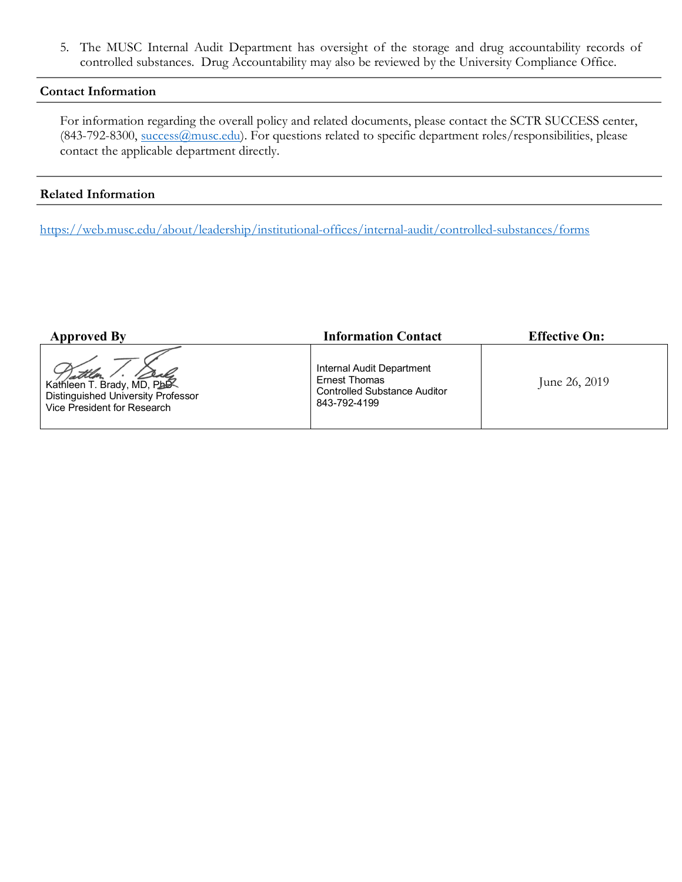5. The MUSC Internal Audit Department has oversight of the storage and drug accountability records of controlled substances. Drug Accountability may also be reviewed by the University Compliance Office.

## Contact Information

For information regarding the overall policy and related documents, please contact the SCTR SUCCESS center, (843-792-8300, success@musc.edu). For questions related to specific department roles/responsibilities, please contact the applicable department directly.

## Related Information

https://web.musc.edu/about/leadership/institutional-offices/internal-audit/controlled-substances/forms

| Approved By | Information Contact | Effective On: |
| --- | --- | --- |
| Kathleen T. Brady, MD, PhD<br>Distinguished University Professor<br>Vice President for Research | Internal Audit Department<br>Ernest Thomas<br>Controlled Substance Auditor<br>843-792-4199 | June 26, 2019 |